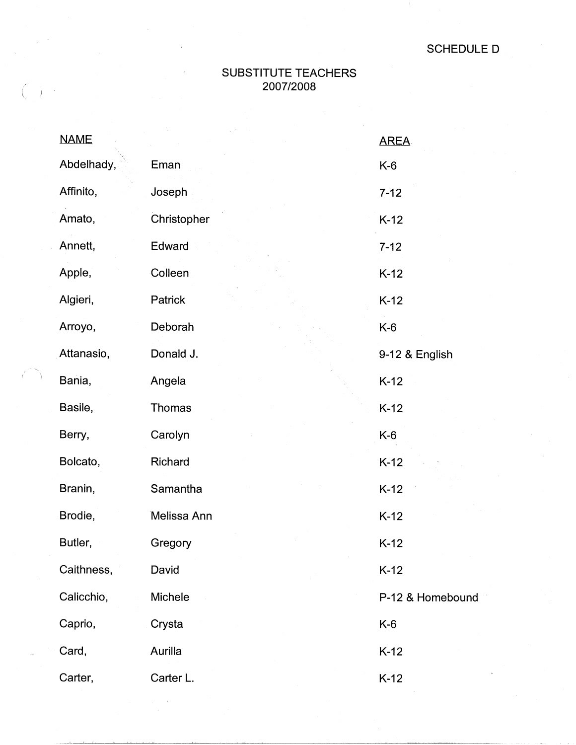SCHEDULE D

# SUBSTITUTE TEACHERS
## 2007/2008

| NAME | | AREA |
|---|---|---|
| Abdelhady, | Eman | K-6 |
| Affinito, | Joseph | 7-12 |
| Amato, | Christopher | K-12 |
| Annett, | Edward | 7-12 |
| Apple, | Colleen | K-12 |
| Algieri, | Patrick | K-12 |
| Arroyo, | Deborah | K-6 |
| Attanasio, | Donald J. | 9-12 & English |
| Bania, | Angela | K-12 |
| Basile, | Thomas | K-12 |
| Berry, | Carolyn | K-6 |
| Bolcato, | Richard | K-12 |
| Branin, | Samantha | K-12 |
| Brodie, | Melissa Ann | K-12 |
| Butler, | Gregory | K-12 |
| Caithness, | David | K-12 |
| Calicchio, | Michele | P-12 & Homebound |
| Caprio, | Crysta | K-6 |
| Card, | Aurilla | K-12 |
| Carter, | Carter L. | K-12 |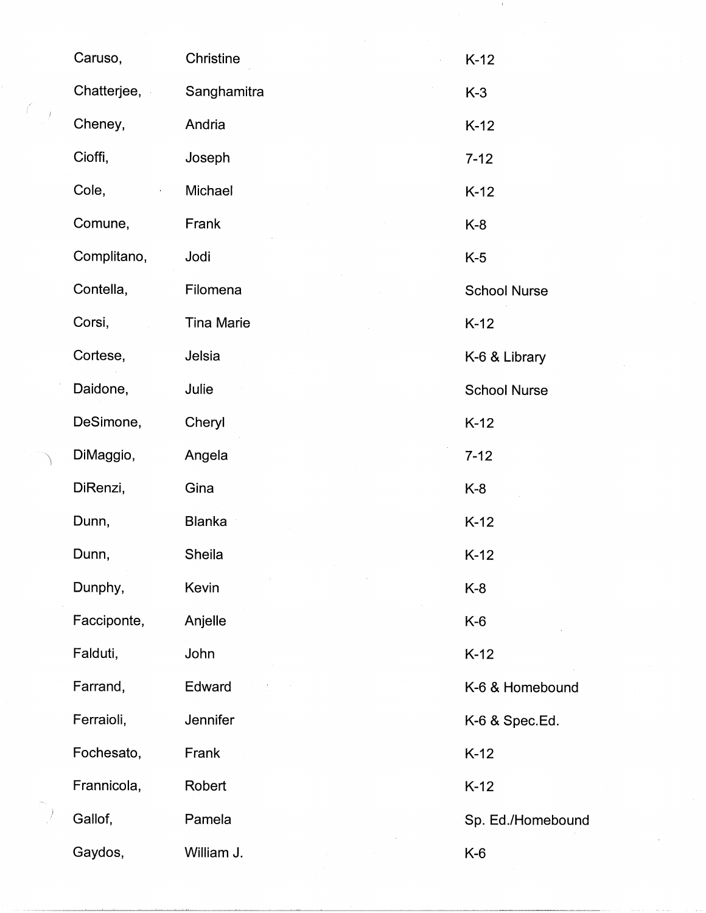| | | |
|---|---|---|
| Caruso, | Christine | K-12 |
| Chatterjee, | Sanghamitra | K-3 |
| Cheney, | Andria | K-12 |
| Cioffi, | Joseph | 7-12 |
| Cole, | Michael | K-12 |
| Comune, | Frank | K-8 |
| Complitano, | Jodi | K-5 |
| Contella, | Filomena | School Nurse |
| Corsi, | Tina Marie | K-12 |
| Cortese, | Jelsia | K-6 & Library |
| Daidone, | Julie | School Nurse |
| DeSimone, | Cheryl | K-12 |
| DiMaggio, | Angela | 7-12 |
| DiRenzi, | Gina | K-8 |
| Dunn, | Blanka | K-12 |
| Dunn, | Sheila | K-12 |
| Dunphy, | Kevin | K-8 |
| Facciponte, | Anjelle | K-6 |
| Falduti, | John | K-12 |
| Farrand, | Edward | K-6 & Homebound |
| Ferraioli, | Jennifer | K-6 & Spec.Ed. |
| Fochesato, | Frank | K-12 |
| Frannicola, | Robert | K-12 |
| Gallof, | Pamela | Sp. Ed./Homebound |
| Gaydos, | William J. | K-6 |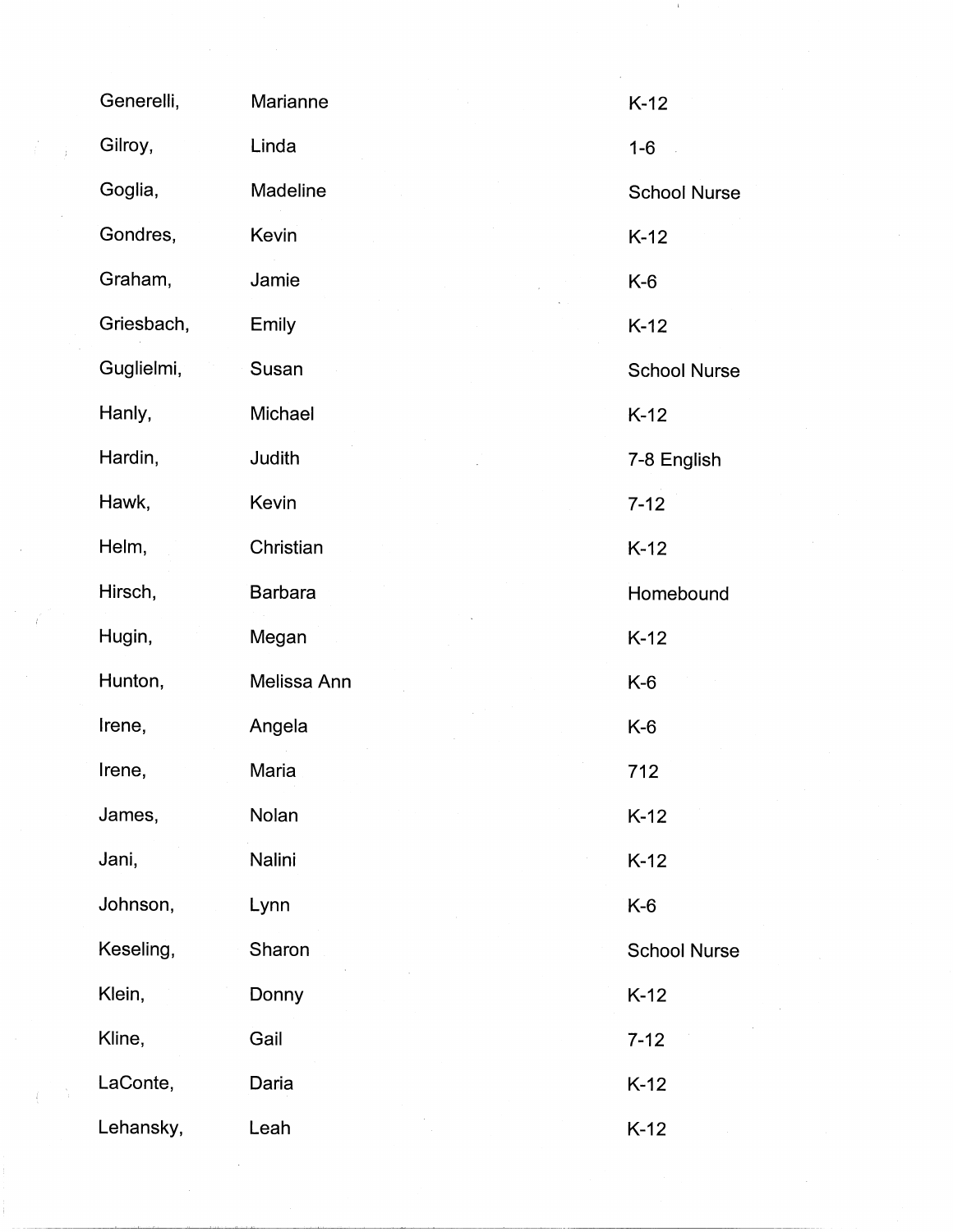| | | |
|---|---|---|
| Generelli, | Marianne | K-12 |
| Gilroy, | Linda | 1-6 |
| Goglia, | Madeline | School Nurse |
| Gondres, | Kevin | K-12 |
| Graham, | Jamie | K-6 |
| Griesbach, | Emily | K-12 |
| Guglielmi, | Susan | School Nurse |
| Hanly, | Michael | K-12 |
| Hardin, | Judith | 7-8 English |
| Hawk, | Kevin | 7-12 |
| Helm, | Christian | K-12 |
| Hirsch, | Barbara | Homebound |
| Hugin, | Megan | K-12 |
| Hunton, | Melissa Ann | K-6 |
| Irene, | Angela | K-6 |
| Irene, | Maria | 712 |
| James, | Nolan | K-12 |
| Jani, | Nalini | K-12 |
| Johnson, | Lynn | K-6 |
| Keseling, | Sharon | School Nurse |
| Klein, | Donny | K-12 |
| Kline, | Gail | 7-12 |
| LaConte, | Daria | K-12 |
| Lehansky, | Leah | K-12 |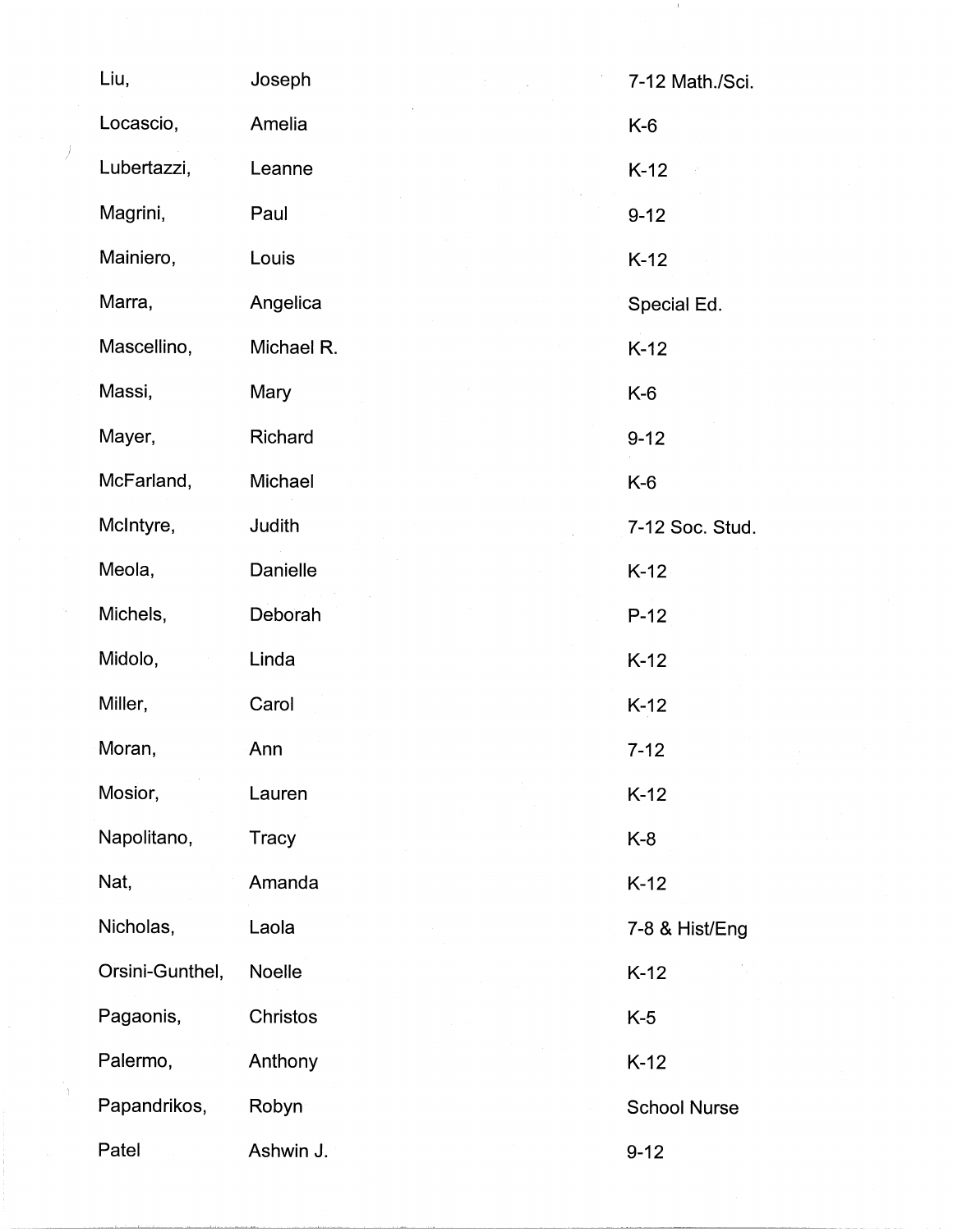| | | |
|---|---|---|
| Liu, | Joseph | 7-12 Math./Sci. |
| Locascio, | Amelia | K-6 |
| Lubertazzi, | Leanne | K-12 |
| Magrini, | Paul | 9-12 |
| Mainiero, | Louis | K-12 |
| Marra, | Angelica | Special Ed. |
| Mascellino, | Michael R. | K-12 |
| Massi, | Mary | K-6 |
| Mayer, | Richard | 9-12 |
| McFarland, | Michael | K-6 |
| McIntyre, | Judith | 7-12 Soc. Stud. |
| Meola, | Danielle | K-12 |
| Michels, | Deborah | P-12 |
| Midolo, | Linda | K-12 |
| Miller, | Carol | K-12 |
| Moran, | Ann | 7-12 |
| Mosior, | Lauren | K-12 |
| Napolitano, | Tracy | K-8 |
| Nat, | Amanda | K-12 |
| Nicholas, | Laola | 7-8 & Hist/Eng |
| Orsini-Gunthel, | Noelle | K-12 |
| Pagaonis, | Christos | K-5 |
| Palermo, | Anthony | K-12 |
| Papandrikos, | Robyn | School Nurse |
| Patel | Ashwin J. | 9-12 |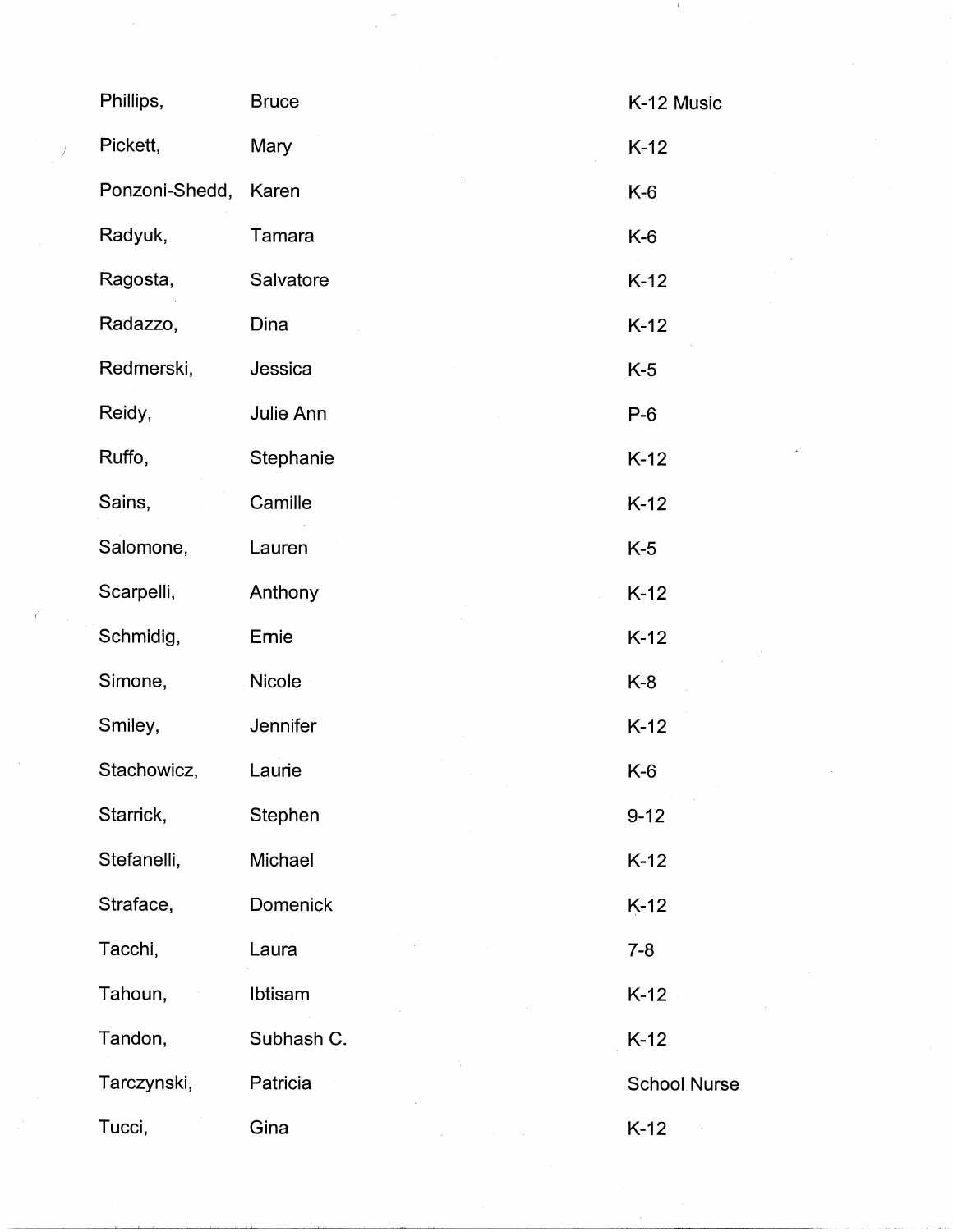| | | |
|---|---|---|
| Phillips, | Bruce | K-12 Music |
| Pickett, | Mary | K-12 |
| Ponzoni-Shedd, | Karen | K-6 |
| Radyuk, | Tamara | K-6 |
| Ragosta, | Salvatore | K-12 |
| Radazzo, | Dina | K-12 |
| Redmerski, | Jessica | K-5 |
| Reidy, | Julie Ann | P-6 |
| Ruffo, | Stephanie | K-12 |
| Sains, | Camille | K-12 |
| Salomone, | Lauren | K-5 |
| Scarpelli, | Anthony | K-12 |
| Schmidig, | Ernie | K-12 |
| Simone, | Nicole | K-8 |
| Smiley, | Jennifer | K-12 |
| Stachowicz, | Laurie | K-6 |
| Starrick, | Stephen | 9-12 |
| Stefanelli, | Michael | K-12 |
| Straface, | Domenick | K-12 |
| Tacchi, | Laura | 7-8 |
| Tahoun, | Ibtisam | K-12 |
| Tandon, | Subhash C. | K-12 |
| Tarczynski, | Patricia | School Nurse |
| Tucci, | Gina | K-12 |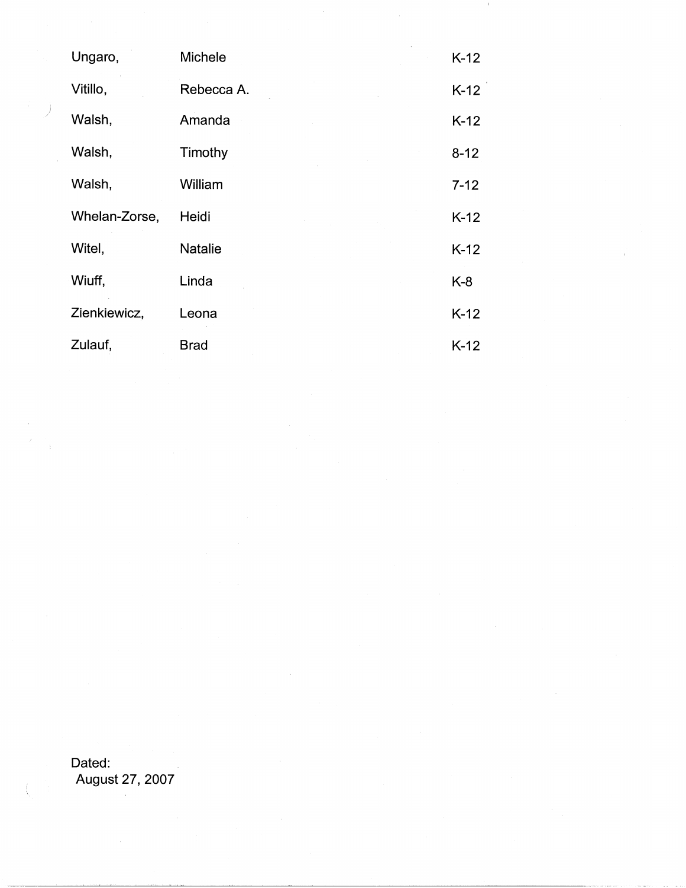| | | |
|---|---|---|
| Ungaro, | Michele | K-12 |
| Vitillo, | Rebecca A. | K-12 |
| Walsh, | Amanda | K-12 |
| Walsh, | Timothy | 8-12 |
| Walsh, | William | 7-12 |
| Whelan-Zorse, | Heidi | K-12 |
| Witel, | Natalie | K-12 |
| Wiuff, | Linda | K-8 |
| Zienkiewicz, | Leona | K-12 |
| Zulauf, | Brad | K-12 |

Dated:
August 27, 2007